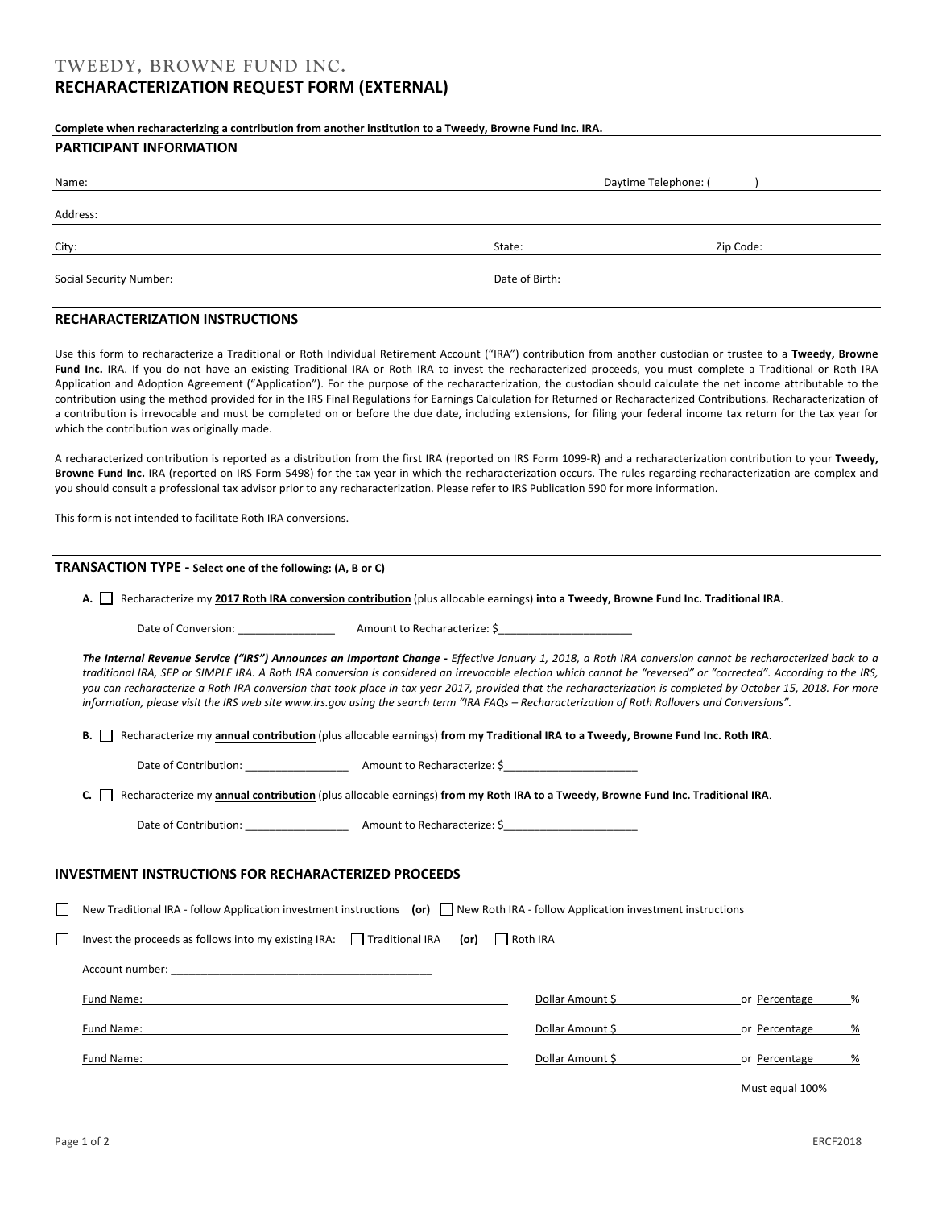# TWEEDY, BROWNE FUND INC.

## RECHARACTERIZATION REQUEST FORM (EXTERNAL)

**Complete when recharacterizing a contribution from another institution to a Tweedy, Browne Fund Inc. IRA.**

### PARTICIPANT INFORMATION

Name: ______________________ Daytime Telephone: (     ) ______________

Address: ______________________

City: ______________________ State: __________ Zip Code: __________

Social Security Number: ______________________ Date of Birth: ______________

### RECHARACTERIZATION INSTRUCTIONS

Use this form to recharacterize a Traditional or Roth Individual Retirement Account ("IRA") contribution from another custodian or trustee to a **Tweedy, Browne Fund Inc.** IRA. If you do not have an existing Traditional IRA or Roth IRA to invest the recharacterized proceeds, you must complete a Traditional or Roth IRA Application and Adoption Agreement ("Application"). For the purpose of the recharacterization, the custodian should calculate the net income attributable to the contribution using the method provided for in the IRS Final Regulations for Earnings Calculation for Returned or Recharacterized Contributions. Recharacterization of a contribution is irrevocable and must be completed on or before the due date, including extensions, for filing your federal income tax return for the tax year for which the contribution was originally made.

A recharacterized contribution is reported as a distribution from the first IRA (reported on IRS Form 1099-R) and a recharacterization contribution to your **Tweedy, Browne Fund Inc.** IRA (reported on IRS Form 5498) for the tax year in which the recharacterization occurs. The rules regarding recharacterization are complex and you should consult a professional tax advisor prior to any recharacterization. Please refer to IRS Publication 590 for more information.

This form is not intended to facilitate Roth IRA conversions.

### TRANSACTION TYPE - Select one of the following: (A, B or C)

**A.** ☐ Recharacterize my **2017 Roth IRA conversion contribution** (plus allocable earnings) **into a Tweedy, Browne Fund Inc. Traditional IRA**.

Date of Conversion: ________________ Amount to Recharacterize: $______________________

***The Internal Revenue Service ("IRS") Announces an Important Change*** *- Effective January 1, 2018, a Roth IRA conversion cannot be recharacterized back to a traditional IRA, SEP or SIMPLE IRA. A Roth IRA conversion is considered an irrevocable election which cannot be "reversed" or "corrected". According to the IRS, you can recharacterize a Roth IRA conversion that took place in tax year 2017, provided that the recharacterization is completed by October 15, 2018. For more information, please visit the IRS web site www.irs.gov using the search term "IRA FAQs – Recharacterization of Roth Rollovers and Conversions".*

**B.** ☐ Recharacterize my **annual contribution** (plus allocable earnings) **from my Traditional IRA to a Tweedy, Browne Fund Inc. Roth IRA**.

Date of Contribution: _________________ Amount to Recharacterize: $______________________

**C.** ☐ Recharacterize my **annual contribution** (plus allocable earnings) **from my Roth IRA to a Tweedy, Browne Fund Inc. Traditional IRA**.

Date of Contribution: _________________ Amount to Recharacterize: $______________________

### INVESTMENT INSTRUCTIONS FOR RECHARACTERIZED PROCEEDS

☐ New Traditional IRA - follow Application investment instructions **(or)** ☐ New Roth IRA - follow Application investment instructions

☐ Invest the proceeds as follows into my existing IRA: ☐ Traditional IRA **(or)** ☐ Roth IRA

Account number: ___________________________________________

Fund Name: ______________________ Dollar Amount $__________ or Percentage ____%

Fund Name: ______________________ Dollar Amount $__________ or Percentage ____%

Fund Name: ______________________ Dollar Amount $__________ or Percentage ____%

Must equal 100%

ERCF2018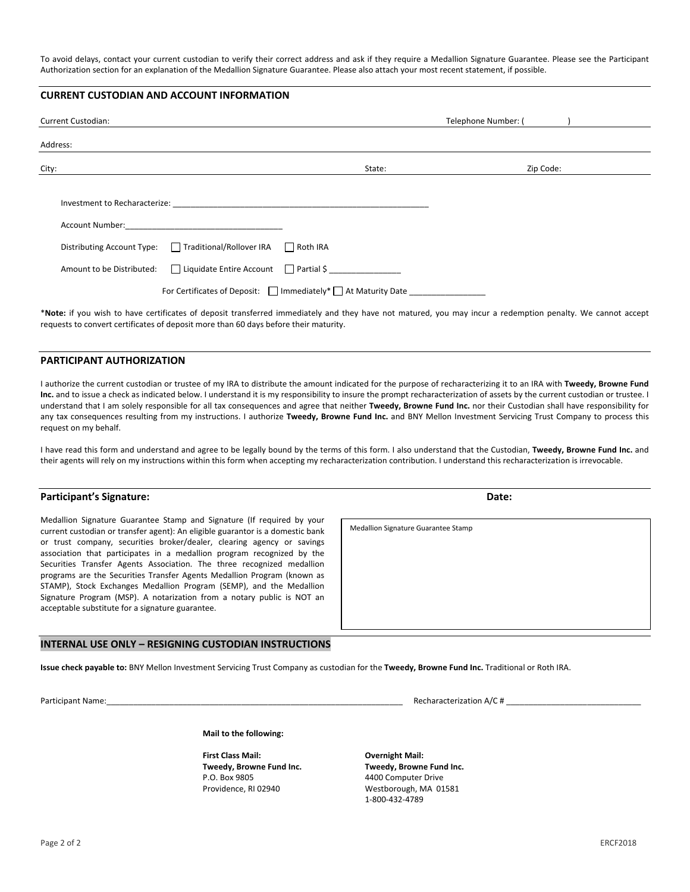To avoid delays, contact your current custodian to verify their correct address and ask if they require a Medallion Signature Guarantee. Please see the Participant Authorization section for an explanation of the Medallion Signature Guarantee. Please also attach your most recent statement, if possible.

## CURRENT CUSTODIAN AND ACCOUNT INFORMATION

Current Custodian: _______________________ Telephone Number: ( )

Address: _______________________

City: _______________________ State: _______________________ Zip Code: _______________________

Investment to Recharacterize: _________________________________________________________

Account Number: __________________________________

Distributing Account Type: ☐ Traditional/Rollover IRA ☐ Roth IRA

Amount to be Distributed: ☐ Liquidate Entire Account ☐ Partial $ _______________

For Certificates of Deposit: ☐ Immediately* ☐ At Maturity Date ________________

***Note:** if you wish to have certificates of deposit transferred immediately and they have not matured, you may incur a redemption penalty. We cannot accept requests to convert certificates of deposit more than 60 days before their maturity.

## PARTICIPANT AUTHORIZATION

I authorize the current custodian or trustee of my IRA to distribute the amount indicated for the purpose of recharacterizing it to an IRA with **Tweedy, Browne Fund Inc.** and to issue a check as indicated below. I understand it is my responsibility to insure the prompt recharacterization of assets by the current custodian or trustee. I understand that I am solely responsible for all tax consequences and agree that neither **Tweedy, Browne Fund Inc.** nor their Custodian shall have responsibility for any tax consequences resulting from my instructions. I authorize **Tweedy, Browne Fund Inc.** and BNY Mellon Investment Servicing Trust Company to process this request on my behalf.

I have read this form and understand and agree to be legally bound by the terms of this form. I also understand that the Custodian, **Tweedy, Browne Fund Inc.** and their agents will rely on my instructions within this form when accepting my recharacterization contribution. I understand this recharacterization is irrevocable.

**Participant's Signature:** **Date:**

Medallion Signature Guarantee Stamp and Signature (If required by your current custodian or transfer agent): An eligible guarantor is a domestic bank or trust company, securities broker/dealer, clearing agency or savings association that participates in a medallion program recognized by the Securities Transfer Agents Association. The three recognized medallion programs are the Securities Transfer Agents Medallion Program (known as STAMP), Stock Exchanges Medallion Program (SEMP), and the Medallion Signature Program (MSP). A notarization from a notary public is NOT an acceptable substitute for a signature guarantee.

Medallion Signature Guarantee Stamp

## INTERNAL USE ONLY – RESIGNING CUSTODIAN INSTRUCTIONS

**Issue check payable to:** BNY Mellon Investment Servicing Trust Company as custodian for the **Tweedy, Browne Fund Inc.** Traditional or Roth IRA.

Participant Name:_________________________________________________________________ Recharacterization A/C # ______________________________

**Mail to the following:**

**First Class Mail:**
**Tweedy, Browne Fund Inc.**
P.O. Box 9805
Providence, RI 02940

**Overnight Mail:**
**Tweedy, Browne Fund Inc.**
4400 Computer Drive
Westborough, MA 01581
1-800-432-4789

ERCF2018